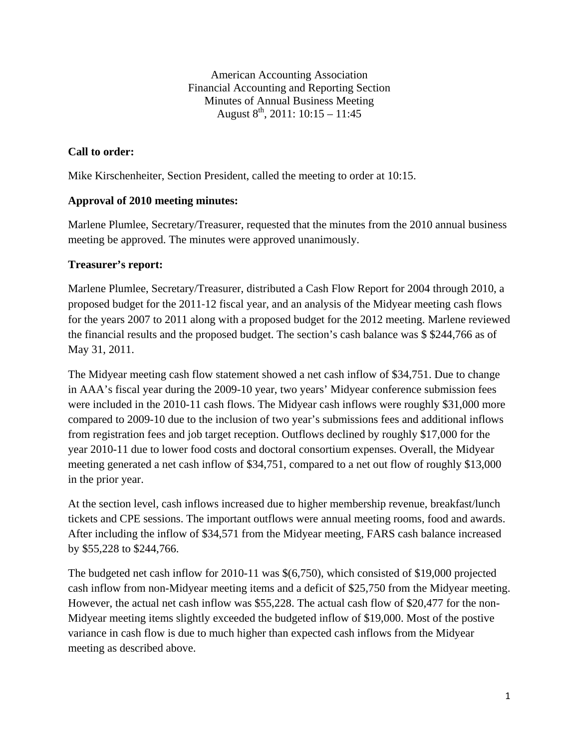American Accounting Association
Financial Accounting and Reporting Section
Minutes of Annual Business Meeting
August 8th, 2011: 10:15 – 11:45

**Call to order:**

Mike Kirschenheiter, Section President, called the meeting to order at 10:15.

**Approval of 2010 meeting minutes:**

Marlene Plumlee, Secretary/Treasurer, requested that the minutes from the 2010 annual business meeting be approved. The minutes were approved unanimously.

**Treasurer's report:**

Marlene Plumlee, Secretary/Treasurer, distributed a Cash Flow Report for 2004 through 2010, a proposed budget for the 2011-12 fiscal year, and an analysis of the Midyear meeting cash flows for the years 2007 to 2011 along with a proposed budget for the 2012 meeting. Marlene reviewed the financial results and the proposed budget. The section's cash balance was $ $244,766 as of May 31, 2011.

The Midyear meeting cash flow statement showed a net cash inflow of $34,751. Due to change in AAA's fiscal year during the 2009-10 year, two years' Midyear conference submission fees were included in the 2010-11 cash flows. The Midyear cash inflows were roughly $31,000 more compared to 2009-10 due to the inclusion of two year's submissions fees and additional inflows from registration fees and job target reception. Outflows declined by roughly $17,000 for the year 2010-11 due to lower food costs and doctoral consortium expenses. Overall, the Midyear meeting generated a net cash inflow of $34,751, compared to a net out flow of roughly $13,000 in the prior year.

At the section level, cash inflows increased due to higher membership revenue, breakfast/lunch tickets and CPE sessions. The important outflows were annual meeting rooms, food and awards. After including the inflow of $34,571 from the Midyear meeting, FARS cash balance increased by $55,228 to $244,766.

The budgeted net cash inflow for 2010-11 was $(6,750), which consisted of $19,000 projected cash inflow from non-Midyear meeting items and a deficit of $25,750 from the Midyear meeting. However, the actual net cash inflow was $55,228. The actual cash flow of $20,477 for the non-Midyear meeting items slightly exceeded the budgeted inflow of $19,000. Most of the postive variance in cash flow is due to much higher than expected cash inflows from the Midyear meeting as described above.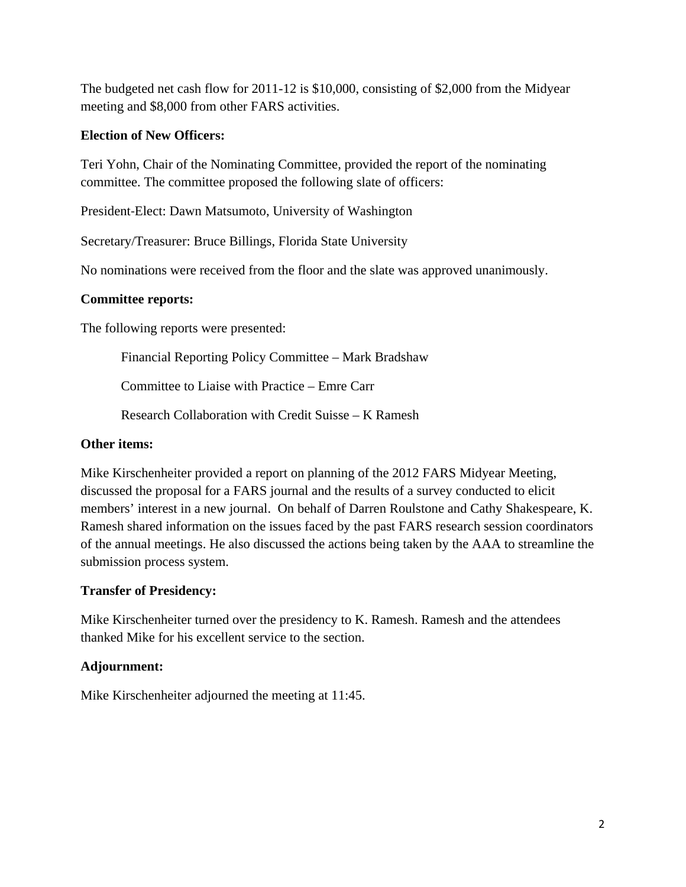The budgeted net cash flow for 2011-12 is $10,000, consisting of $2,000 from the Midyear meeting and $8,000 from other FARS activities.

**Election of New Officers:**

Teri Yohn, Chair of the Nominating Committee, provided the report of the nominating committee. The committee proposed the following slate of officers:

President-Elect: Dawn Matsumoto, University of Washington

Secretary/Treasurer: Bruce Billings, Florida State University

No nominations were received from the floor and the slate was approved unanimously.

**Committee reports:**

The following reports were presented:

Financial Reporting Policy Committee – Mark Bradshaw

Committee to Liaise with Practice – Emre Carr

Research Collaboration with Credit Suisse – K Ramesh

**Other items:**

Mike Kirschenheiter provided a report on planning of the 2012 FARS Midyear Meeting, discussed the proposal for a FARS journal and the results of a survey conducted to elicit members' interest in a new journal. On behalf of Darren Roulstone and Cathy Shakespeare, K. Ramesh shared information on the issues faced by the past FARS research session coordinators of the annual meetings. He also discussed the actions being taken by the AAA to streamline the submission process system.

**Transfer of Presidency:**

Mike Kirschenheiter turned over the presidency to K. Ramesh. Ramesh and the attendees thanked Mike for his excellent service to the section.

**Adjournment:**

Mike Kirschenheiter adjourned the meeting at 11:45.